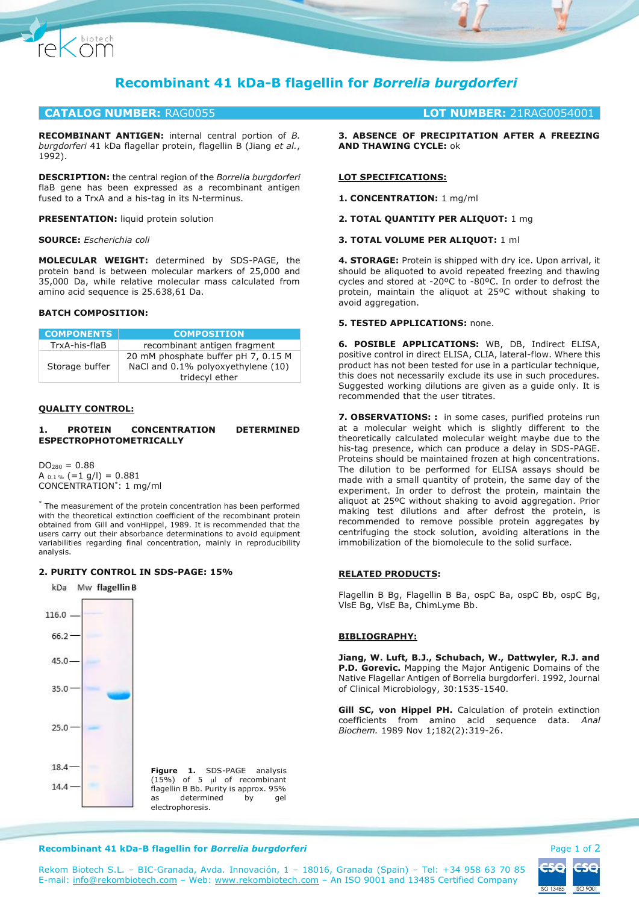# Recombinant 41 kDa-B flagellin for *Borrelia burgdorferi*

**CATALOG NUMBER:** RAG0055 **LOT NUMBER:** 21RAG0054001

**RECOMBINANT ANTIGEN:** internal central portion of *B. burgdorferi* 41 kDa flagellar protein, flagellin B (Jiang *et al.*, 1992).

**DESCRIPTION:** the central region of the *Borrelia burgdorferi* flaB gene has been expressed as a recombinant antigen fused to a TrxA and a his-tag in its N-terminus.

**PRESENTATION:** liquid protein solution

**SOURCE:** *Escherichia coli*

**MOLECULAR WEIGHT:** determined by SDS-PAGE, the protein band is between molecular markers of 25,000 and 35,000 Da, while relative molecular mass calculated from amino acid sequence is 25.638,61 Da.

**BATCH COMPOSITION:**

| COMPONENTS | COMPOSITION |
|---|---|
| TrxA-his-flaB | recombinant antigen fragment |
| Storage buffer | 20 mM phosphate buffer pH 7, 0.15 M NaCl and 0.1% polyoxyethylene (10) tridecyl ether |

## QUALITY CONTROL:

**1. PROTEIN CONCENTRATION DETERMINED ESPECTROPHOTOMETRICALLY**

$DO_{280}$ = 0.88
A $_{0.1\,\%}$ (=1 g/l) = 0.881
CONCENTRATION*: 1 mg/ml

* The measurement of the protein concentration has been performed with the theoretical extinction coefficient of the recombinant protein obtained from Gill and vonHippel, 1989. It is recommended that the users carry out their absorbance determinations to avoid equipment variabilities regarding final concentration, mainly in reproducibility analysis.

**2. PURITY CONTROL IN SDS-PAGE: 15%**

kDa Mw flagellin B

116.0, 66.2, 45.0, 35.0, 25.0, 18.4, 14.4

**Figure 1.** SDS-PAGE analysis (15%) of 5 µl of recombinant flagellin B Bb. Purity is approx. 95% as determined by gel electrophoresis.

**3. ABSENCE OF PRECIPITATION AFTER A FREEZING AND THAWING CYCLE:** ok

## LOT SPECIFICATIONS:

**1. CONCENTRATION:** 1 mg/ml

**2. TOTAL QUANTITY PER ALIQUOT:** 1 mg

**3. TOTAL VOLUME PER ALIQUOT:** 1 ml

**4. STORAGE:** Protein is shipped with dry ice. Upon arrival, it should be aliquoted to avoid repeated freezing and thawing cycles and stored at -20ºC to -80ºC. In order to defrost the protein, maintain the aliquot at 25ºC without shaking to avoid aggregation.

**5. TESTED APPLICATIONS:** none.

**6. POSIBLE APPLICATIONS:** WB, DB, Indirect ELISA, positive control in direct ELISA, CLIA, lateral-flow. Where this product has not been tested for use in a particular technique, this does not necessarily exclude its use in such procedures. Suggested working dilutions are given as a guide only. It is recommended that the user titrates.

**7. OBSERVATIONS: :** in some cases, purified proteins run at a molecular weight which is slightly different to the theoretically calculated molecular weight maybe due to the his-tag presence, which can produce a delay in SDS-PAGE. Proteins should be maintained frozen at high concentrations. The dilution to be performed for ELISA assays should be made with a small quantity of protein, the same day of the experiment. In order to defrost the protein, maintain the aliquot at 25ºC without shaking to avoid aggregation. Prior making test dilutions and after defrost the protein, is recommended to remove possible protein aggregates by centrifuging the stock solution, avoiding alterations in the immobilization of the biomolecule to the solid surface.

## RELATED PRODUCTS:

Flagellin B Bg, Flagellin B Ba, ospC Ba, ospC Bb, ospC Bg, VlsE Bg, VlsE Ba, ChimLyme Bb.

## BIBLIOGRAPHY:

**Jiang, W. Luft, B.J., Schubach, W., Dattwyler, R.J. and P.D. Gorevic.** Mapping the Major Antigenic Domains of the Native Flagellar Antigen of Borrelia burgdorferi. 1992, Journal of Clinical Microbiology, 30:1535-1540.

**Gill SC, von Hippel PH.** Calculation of protein extinction coefficients from amino acid sequence data. *Anal Biochem.* 1989 Nov 1;182(2):319-26.

Rekom Biotech S.L. – BIC-Granada, Avda. Innovación, 1 – 18016, Granada (Spain) – Tel: +34 958 63 70 85
E-mail: info@rekombiotech.com – Web: www.rekombiotech.com – An ISO 9001 and 13485 Certified Company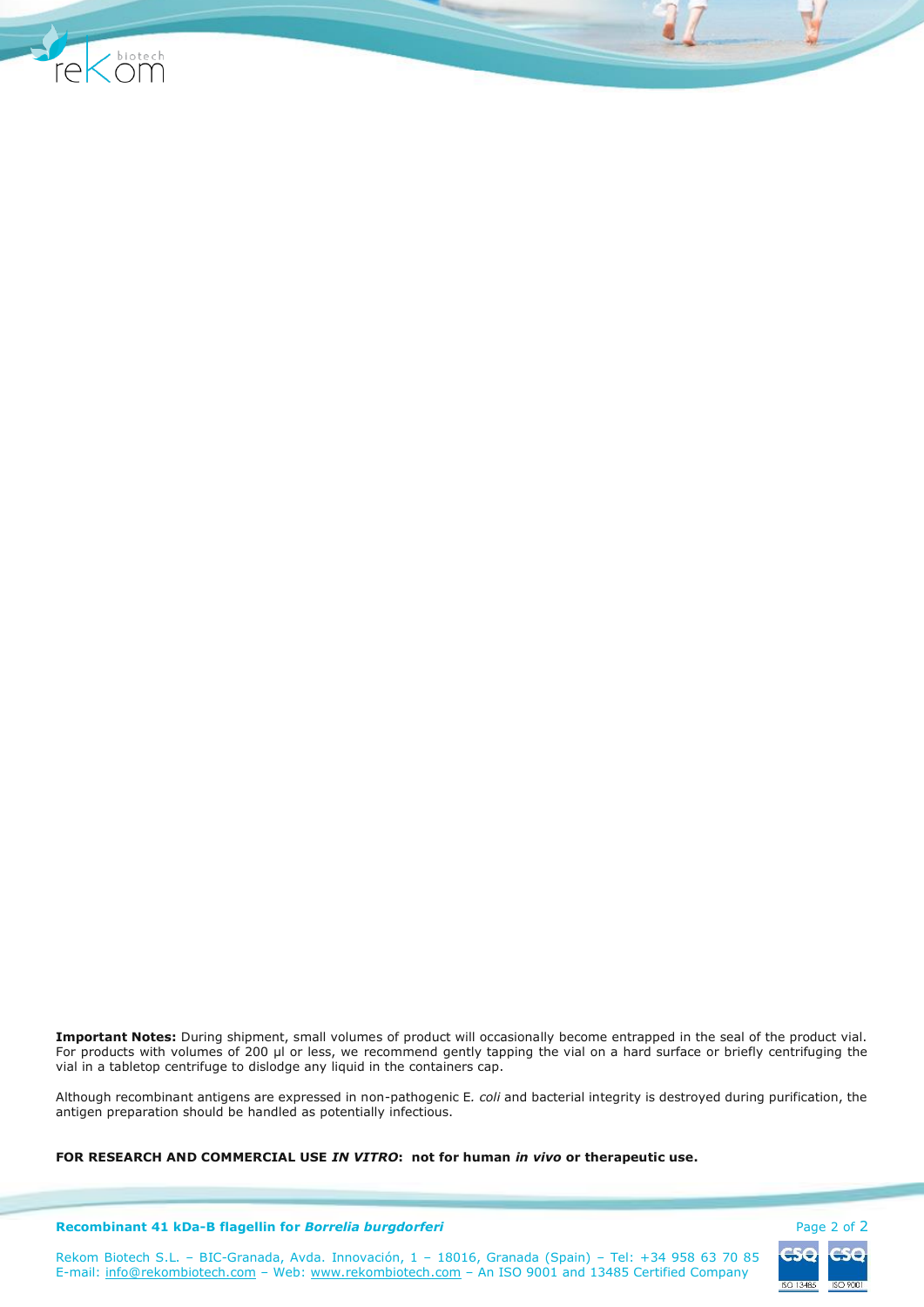**Important Notes:** During shipment, small volumes of product will occasionally become entrapped in the seal of the product vial. For products with volumes of 200 µl or less, we recommend gently tapping the vial on a hard surface or briefly centrifuging the vial in a tabletop centrifuge to dislodge any liquid in the containers cap.

Although recombinant antigens are expressed in non-pathogenic E. *coli* and bacterial integrity is destroyed during purification, the antigen preparation should be handled as potentially infectious.

**FOR RESEARCH AND COMMERCIAL USE *IN VITRO*: not for human *in vivo* or therapeutic use.**